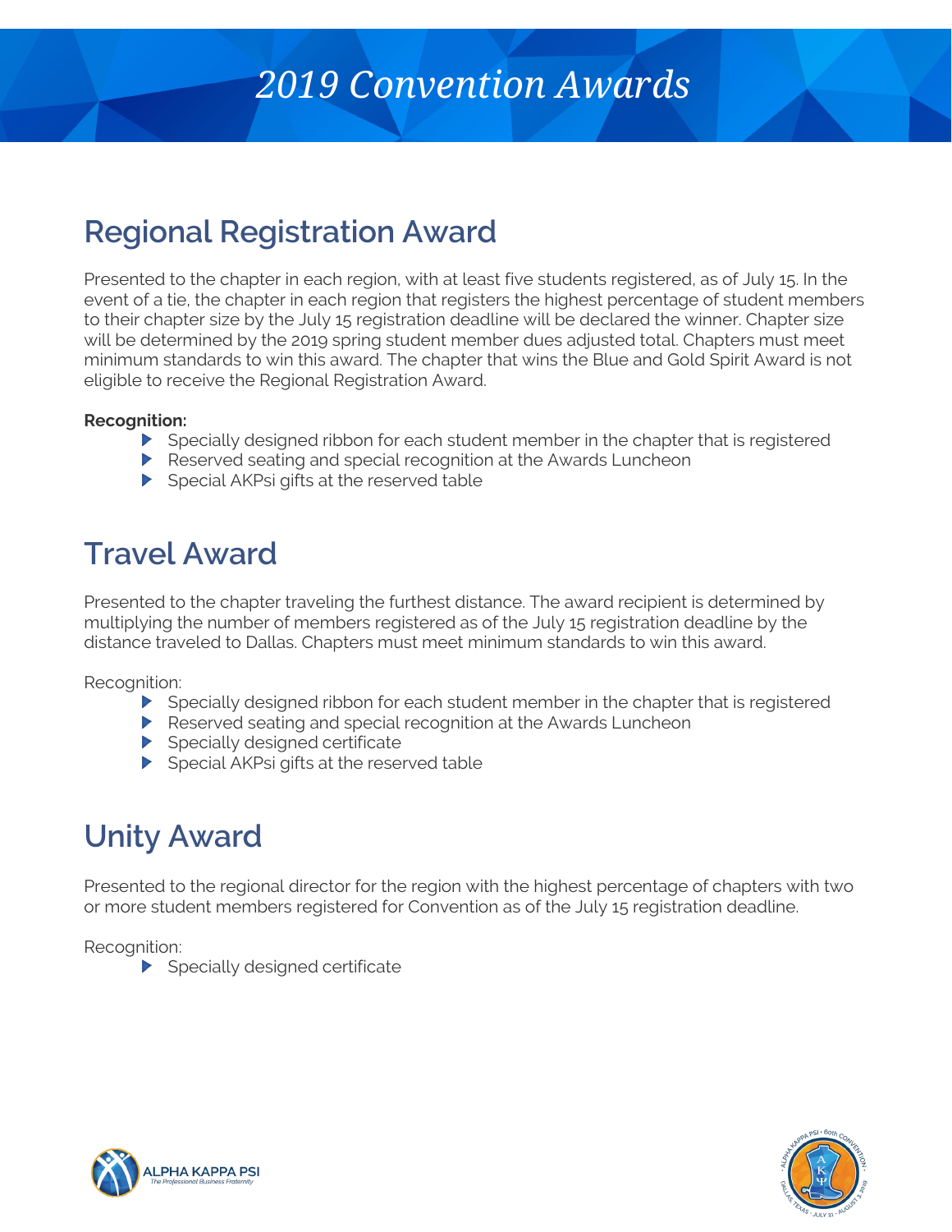# 2019 Convention Awards

## Regional Registration Award

Presented to the chapter in each region, with at least five students registered, as of July 15. In the event of a tie, the chapter in each region that registers the highest percentage of student members to their chapter size by the July 15 registration deadline will be declared the winner. Chapter size will be determined by the 2019 spring student member dues adjusted total. Chapters must meet minimum standards to win this award. The chapter that wins the Blue and Gold Spirit Award is not eligible to receive the Regional Registration Award.

**Recognition:**

- Specially designed ribbon for each student member in the chapter that is registered
- Reserved seating and special recognition at the Awards Luncheon
- Special AKPsi gifts at the reserved table

## Travel Award

Presented to the chapter traveling the furthest distance. The award recipient is determined by multiplying the number of members registered as of the July 15 registration deadline by the distance traveled to Dallas. Chapters must meet minimum standards to win this award.

Recognition:

- Specially designed ribbon for each student member in the chapter that is registered
- Reserved seating and special recognition at the Awards Luncheon
- Specially designed certificate
- Special AKPsi gifts at the reserved table

## Unity Award

Presented to the regional director for the region with the highest percentage of chapters with two or more student members registered for Convention as of the July 15 registration deadline.

Recognition:

- Specially designed certificate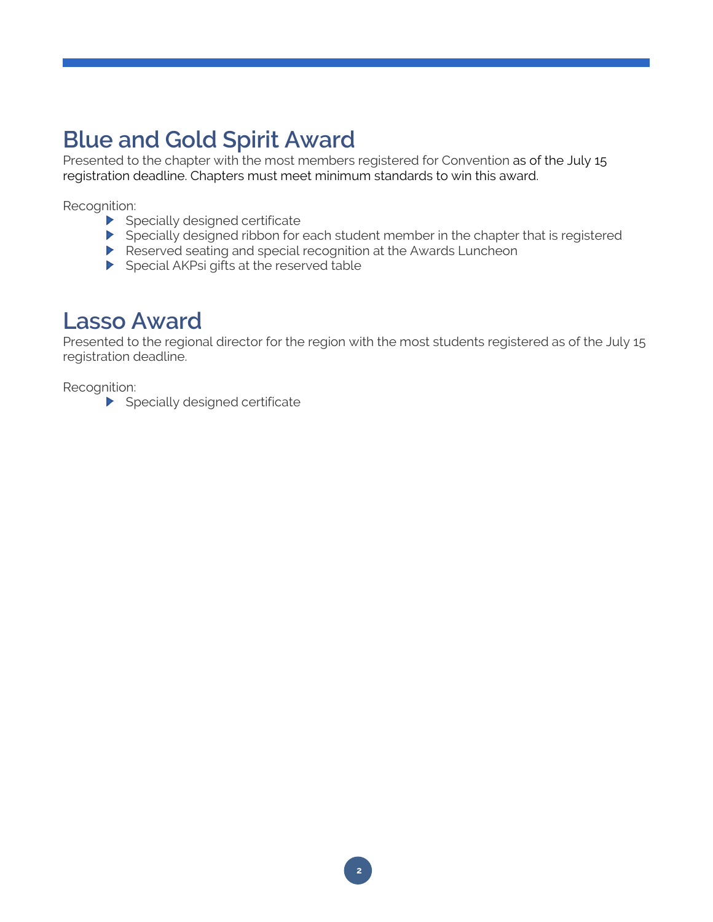## Blue and Gold Spirit Award

Presented to the chapter with the most members registered for Convention as of the July 15 registration deadline. Chapters must meet minimum standards to win this award.

Recognition:

- Specially designed certificate
- Specially designed ribbon for each student member in the chapter that is registered
- Reserved seating and special recognition at the Awards Luncheon
- Special AKPsi gifts at the reserved table

## Lasso Award

Presented to the regional director for the region with the most students registered as of the July 15 registration deadline.

Recognition:

- Specially designed certificate